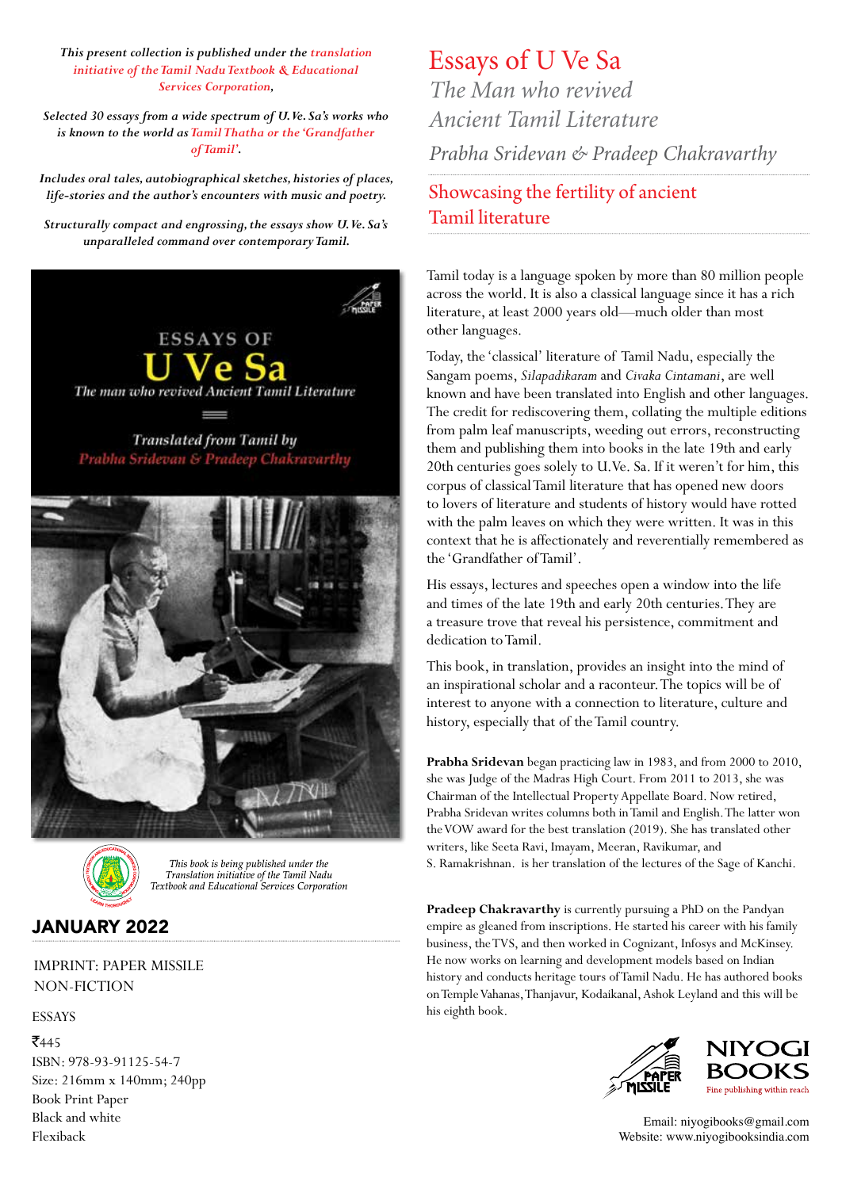*This present collection is published under the translation initiative of the Tamil Nadu Textbook & Educational Services Corporation,*

*Selected 30 essays from a wide spectrum of U.Ve. Sa's works who is known to the world as Tamil Thatha or the 'Grandfather of Tamil'.*

*Includes oral tales, autobiographical sketches, histories of places, life-stories and the author's encounters with music and poetry.*

*Structurally compact and engrossing, the essays show U.Ve. Sa's unparalleled command over contemporary Tamil.*

ESSAYS OF
U Ve Sa
The man who revived Ancient Tamil Literature

Translated from Tamil by
Prabha Sridevan & Pradeep Chakravarthy

*This book is being published under the Translation initiative of the Tamil Nadu Textbook and Educational Services Corporation*

**JANUARY 2022**

IMPRINT: PAPER MISSILE
NON-FICTION

ESSAYS

₹445
ISBN: 978-93-91125-54-7
Size: 216mm x 140mm; 240pp
Book Print Paper
Black and white
Flexiback

# Essays of U Ve Sa

*The Man who revived Ancient Tamil Literature*

*Prabha Sridevan & Pradeep Chakravarthy*

## Showcasing the fertility of ancient Tamil literature

Tamil today is a language spoken by more than 80 million people across the world. It is also a classical language since it has a rich literature, at least 2000 years old—much older than most other languages.

Today, the 'classical' literature of Tamil Nadu, especially the Sangam poems, *Silapadikaram* and *Civaka Cintamani*, are well known and have been translated into English and other languages. The credit for rediscovering them, collating the multiple editions from palm leaf manuscripts, weeding out errors, reconstructing them and publishing them into books in the late 19th and early 20th centuries goes solely to U.Ve. Sa. If it weren't for him, this corpus of classical Tamil literature that has opened new doors to lovers of literature and students of history would have rotted with the palm leaves on which they were written. It was in this context that he is affectionately and reverentially remembered as the 'Grandfather of Tamil'.

His essays, lectures and speeches open a window into the life and times of the late 19th and early 20th centuries. They are a treasure trove that reveal his persistence, commitment and dedication to Tamil.

This book, in translation, provides an insight into the mind of an inspirational scholar and a raconteur. The topics will be of interest to anyone with a connection to literature, culture and history, especially that of the Tamil country.

**Prabha Sridevan** began practicing law in 1983, and from 2000 to 2010, she was Judge of the Madras High Court. From 2011 to 2013, she was Chairman of the Intellectual Property Appellate Board. Now retired, Prabha Sridevan writes columns both in Tamil and English. The latter won the VOW award for the best translation (2019). She has translated other writers, like Seeta Ravi, Imayam, Meeran, Ravikumar, and S. Ramakrishnan. is her translation of the lectures of the Sage of Kanchi.

**Pradeep Chakravarthy** is currently pursuing a PhD on the Pandyan empire as gleaned from inscriptions. He started his career with his family business, the TVS, and then worked in Cognizant, Infosys and McKinsey. He now works on learning and development models based on Indian history and conducts heritage tours of Tamil Nadu. He has authored books on Temple Vahanas, Thanjavur, Kodaikanal, Ashok Leyland and this will be his eighth book.

PAPER MISSILE

NIYOGI BOOKS
Fine publishing within reach

Email: niyogibooks@gmail.com
Website: www.niyogibooksindia.com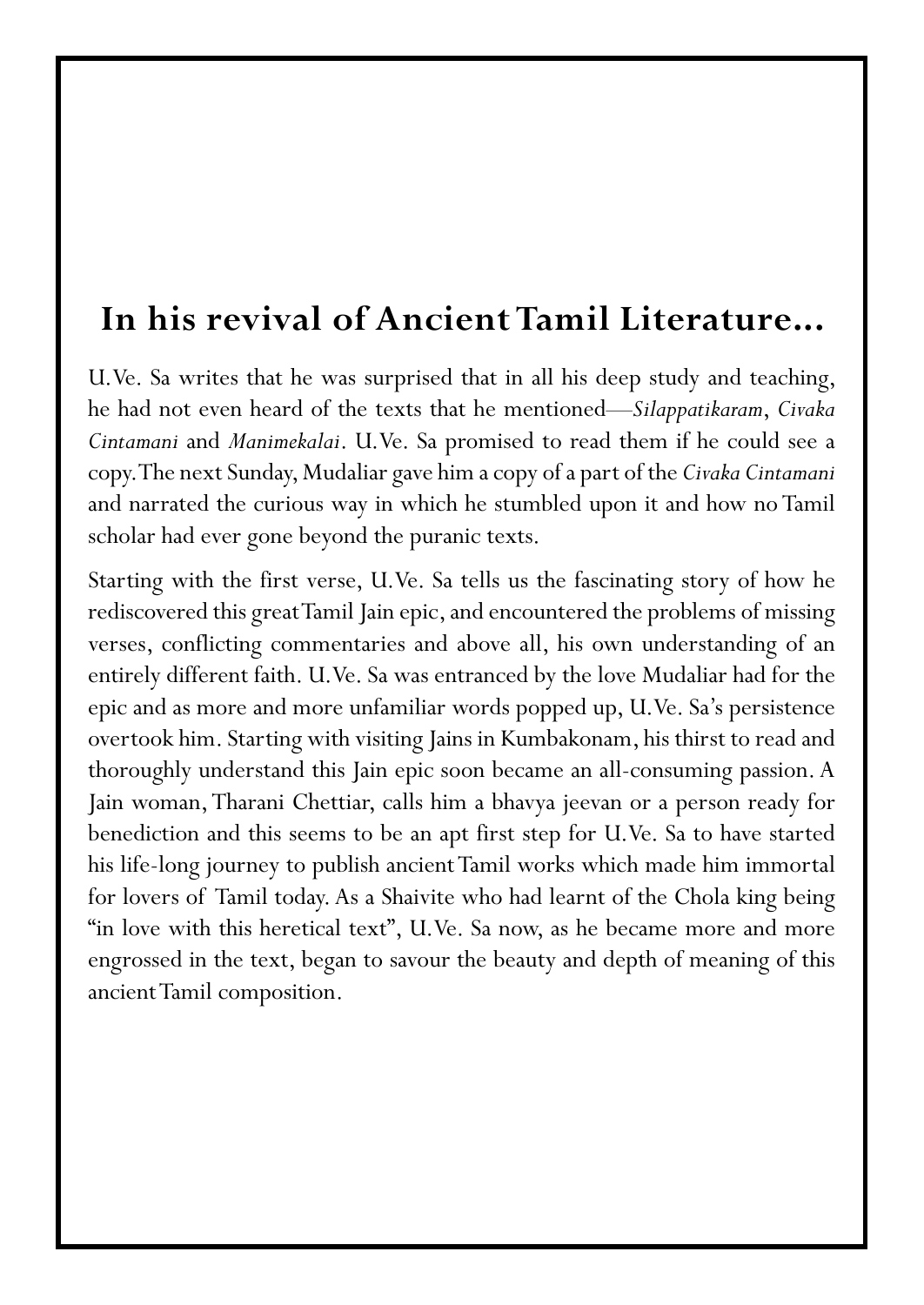## In his revival of Ancient Tamil Literature...

U.Ve. Sa writes that he was surprised that in all his deep study and teaching, he had not even heard of the texts that he mentioned—*Silappatikaram*, *Civaka Cintamani* and *Manimekalai*. U.Ve. Sa promised to read them if he could see a copy. The next Sunday, Mudaliar gave him a copy of a part of the *Civaka Cintamani* and narrated the curious way in which he stumbled upon it and how no Tamil scholar had ever gone beyond the puranic texts.

Starting with the first verse, U.Ve. Sa tells us the fascinating story of how he rediscovered this great Tamil Jain epic, and encountered the problems of missing verses, conflicting commentaries and above all, his own understanding of an entirely different faith. U.Ve. Sa was entranced by the love Mudaliar had for the epic and as more and more unfamiliar words popped up, U.Ve. Sa's persistence overtook him. Starting with visiting Jains in Kumbakonam, his thirst to read and thoroughly understand this Jain epic soon became an all-consuming passion. A Jain woman, Tharani Chettiar, calls him a bhavya jeevan or a person ready for benediction and this seems to be an apt first step for U.Ve. Sa to have started his life-long journey to publish ancient Tamil works which made him immortal for lovers of Tamil today. As a Shaivite who had learnt of the Chola king being "in love with this heretical text", U.Ve. Sa now, as he became more and more engrossed in the text, began to savour the beauty and depth of meaning of this ancient Tamil composition.